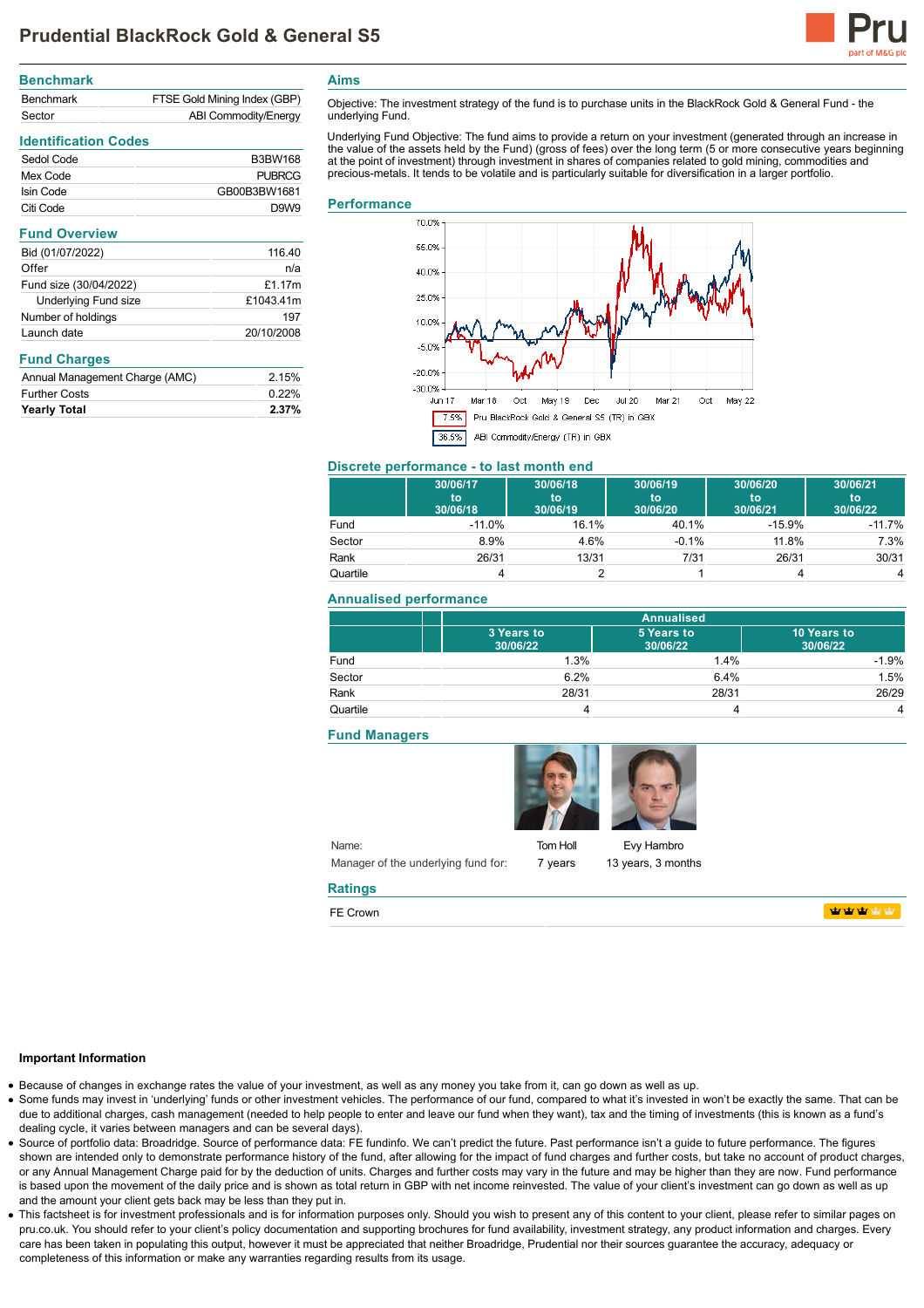# Prudential BlackRock Gold & General S5

## Benchmark

| | |
|---|---|
| Benchmark | FTSE Gold Mining Index (GBP) |
| Sector | ABI Commodity/Energy |

## Identification Codes

| | |
|---|---|
| Sedol Code | B3BW168 |
| Mex Code | PUBRCG |
| Isin Code | GB00B3BW1681 |
| Citi Code | D9W9 |

## Fund Overview

| | |
|---|---|
| Bid (01/07/2022) | 116.40 |
| Offer | n/a |
| Fund size (30/04/2022) | £1.17m |
| Underlying Fund size | £1043.41m |
| Number of holdings | 197 |
| Launch date | 20/10/2008 |

## Fund Charges

| | |
|---|---|
| Annual Management Charge (AMC) | 2.15% |
| Further Costs | 0.22% |
| **Yearly Total** | **2.37%** |

## Aims

Objective: The investment strategy of the fund is to purchase units in the BlackRock Gold & General Fund - the underlying Fund.

Underlying Fund Objective: The fund aims to provide a return on your investment (generated through an increase in the value of the assets held by the Fund) (gross of fees) over the long term (5 or more consecutive years beginning at the point of investment) through investment in shares of companies related to gold mining, commodities and precious-metals. It tends to be volatile and is particularly suitable for diversification in a larger portfolio.

## Performance

7.5% Pru BlackRock Gold & General S5 (TR) in GBX

36.5% ABI Commodity/Energy (TR) in GBX

## Discrete performance - to last month end

| | 30/06/17 to 30/06/18 | 30/06/18 to 30/06/19 | 30/06/19 to 30/06/20 | 30/06/20 to 30/06/21 | 30/06/21 to 30/06/22 |
|---|---|---|---|---|---|
| Fund | -11.0% | 16.1% | 40.1% | -15.9% | -11.7% |
| Sector | 8.9% | 4.6% | -0.1% | 11.8% | 7.3% |
| Rank | 26/31 | 13/31 | 7/31 | 26/31 | 30/31 |
| Quartile | 4 | 2 | 1 | 4 | 4 |

## Annualised performance

| | Annualised | | |
|---|---|---|---|
| | 3 Years to 30/06/22 | 5 Years to 30/06/22 | 10 Years to 30/06/22 |
| Fund | 1.3% | 1.4% | -1.9% |
| Sector | 6.2% | 6.4% | 1.5% |
| Rank | 28/31 | 28/31 | 26/29 |
| Quartile | 4 | 4 | 4 |

## Fund Managers

| | | |
|---|---|---|
| Name: | Tom Holl | Evy Hambro |
| Manager of the underlying fund for: | 7 years | 13 years, 3 months |

## Ratings

FE Crown

### Important Information

- Because of changes in exchange rates the value of your investment, as well as any money you take from it, can go down as well as up.
- Some funds may invest in 'underlying' funds or other investment vehicles. The performance of our fund, compared to what it's invested in won't be exactly the same. That can be due to additional charges, cash management (needed to help people to enter and leave our fund when they want), tax and the timing of investments (this is known as a fund's dealing cycle, it varies between managers and can be several days).
- Source of portfolio data: Broadridge. Source of performance data: FE fundinfo. We can't predict the future. Past performance isn't a guide to future performance. The figures shown are intended only to demonstrate performance history of the fund, after allowing for the impact of fund charges and further costs, but take no account of product charges, or any Annual Management Charge paid for by the deduction of units. Charges and further costs may vary in the future and may be higher than they are now. Fund performance is based upon the movement of the daily price and is shown as total return in GBP with net income reinvested. The value of your client's investment can go down as well as up and the amount your client gets back may be less than they put in.
- This factsheet is for investment professionals and is for information purposes only. Should you wish to present any of this content to your client, please refer to similar pages on pru.co.uk. You should refer to your client's policy documentation and supporting brochures for fund availability, investment strategy, any product information and charges. Every care has been taken in populating this output, however it must be appreciated that neither Broadridge, Prudential nor their sources guarantee the accuracy, adequacy or completeness of this information or make any warranties regarding results from its usage.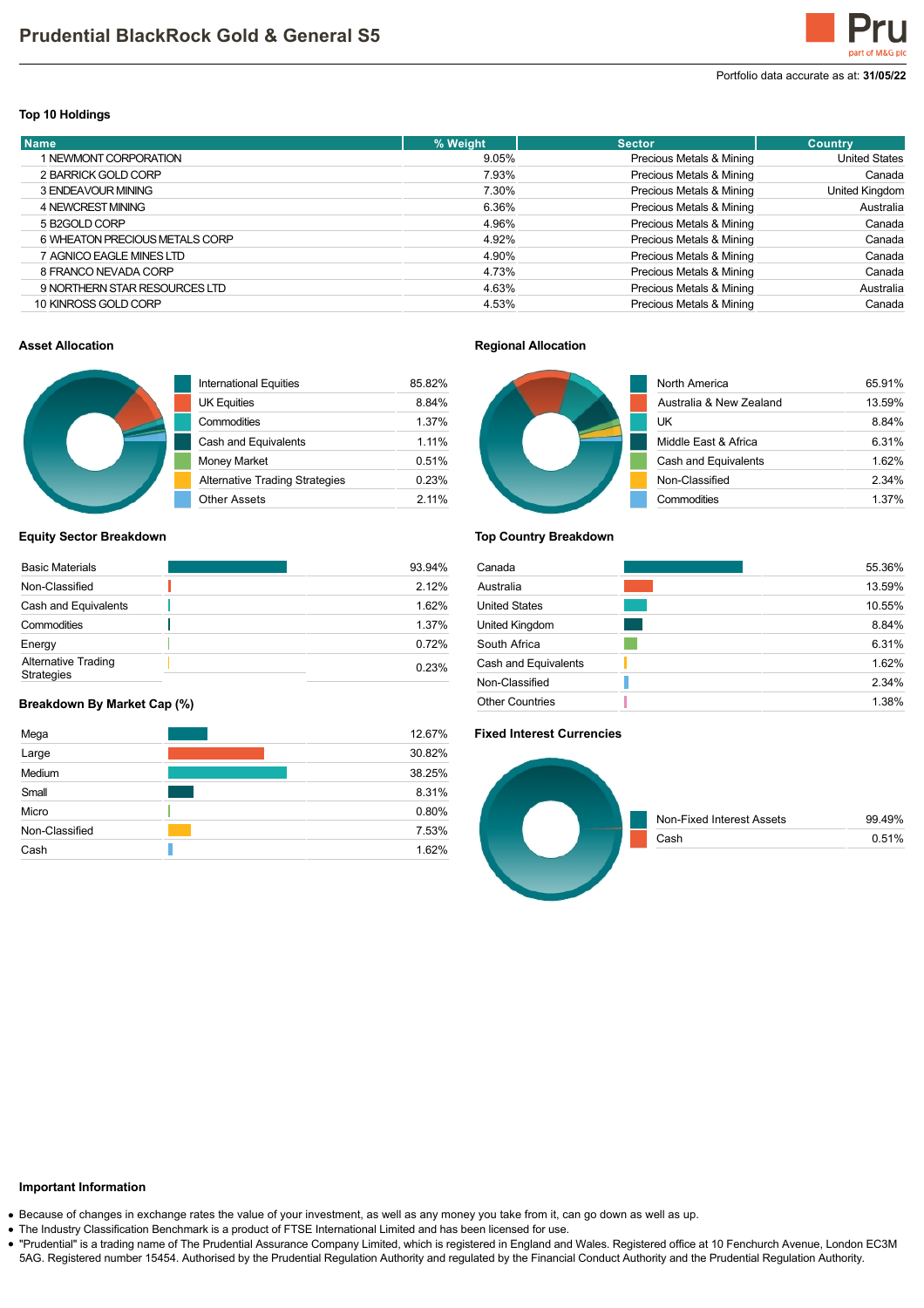# Prudential BlackRock Gold & General S5

Portfolio data accurate as at: **31/05/22**

## Top 10 Holdings

| Name | % Weight | Sector | Country |
|---|---|---|---|
| 1 NEWMONT CORPORATION | 9.05% | Precious Metals & Mining | United States |
| 2 BARRICK GOLD CORP | 7.93% | Precious Metals & Mining | Canada |
| 3 ENDEAVOUR MINING | 7.30% | Precious Metals & Mining | United Kingdom |
| 4 NEWCREST MINING | 6.36% | Precious Metals & Mining | Australia |
| 5 B2GOLD CORP | 4.96% | Precious Metals & Mining | Canada |
| 6 WHEATON PRECIOUS METALS CORP | 4.92% | Precious Metals & Mining | Canada |
| 7 AGNICO EAGLE MINES LTD | 4.90% | Precious Metals & Mining | Canada |
| 8 FRANCO NEVADA CORP | 4.73% | Precious Metals & Mining | Canada |
| 9 NORTHERN STAR RESOURCES LTD | 4.63% | Precious Metals & Mining | Australia |
| 10 KINROSS GOLD CORP | 4.53% | Precious Metals & Mining | Canada |

## Asset Allocation

International Equities 85.82%
UK Equities 8.84%
Commodities 1.37%
Cash and Equivalents 1.11%
Money Market 0.51%
Alternative Trading Strategies 0.23%
Other Assets 2.11%

## Regional Allocation

North America 65.91%
Australia & New Zealand 13.59%
UK 8.84%
Middle East & Africa 6.31%
Cash and Equivalents 1.62%
Non-Classified 2.34%
Commodities 1.37%

## Equity Sector Breakdown

Basic Materials 93.94%
Non-Classified 2.12%
Cash and Equivalents 1.62%
Commodities 1.37%
Energy 0.72%
Alternative Trading Strategies 0.23%

## Top Country Breakdown

Canada 55.36%
Australia 13.59%
United States 10.55%
United Kingdom 8.84%
South Africa 6.31%
Cash and Equivalents 1.62%
Non-Classified 2.34%
Other Countries 1.38%

## Breakdown By Market Cap (%)

Mega 12.67%
Large 30.82%
Medium 38.25%
Small 8.31%
Micro 0.80%
Non-Classified 7.53%
Cash 1.62%

## Fixed Interest Currencies

Non-Fixed Interest Assets 99.49%
Cash 0.51%

## Important Information

- Because of changes in exchange rates the value of your investment, as well as any money you take from it, can go down as well as up.
- The Industry Classification Benchmark is a product of FTSE International Limited and has been licensed for use.
- "Prudential" is a trading name of The Prudential Assurance Company Limited, which is registered in England and Wales. Registered office at 10 Fenchurch Avenue, London EC3M 5AG. Registered number 15454. Authorised by the Prudential Regulation Authority and regulated by the Financial Conduct Authority and the Prudential Regulation Authority.